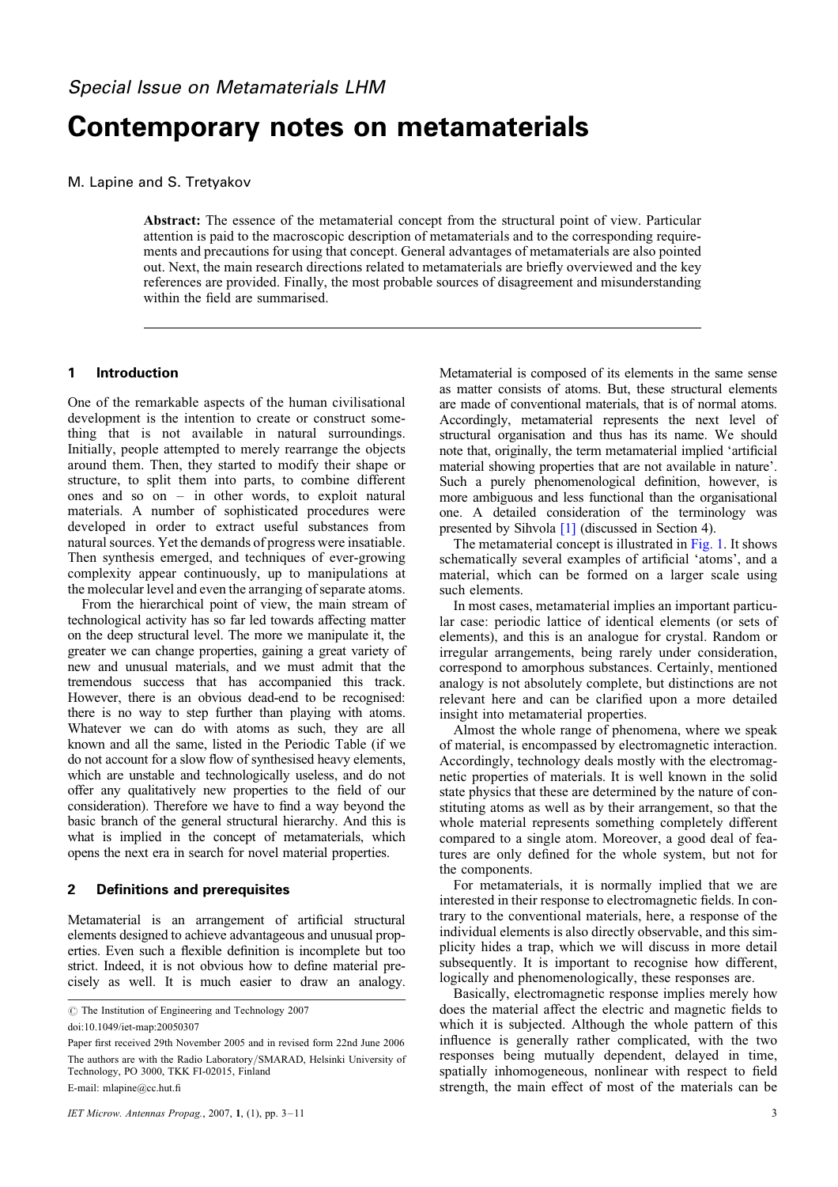*Special Issue on Metamaterials LHM*

# Contemporary notes on metamaterials

M. Lapine and S. Tretyakov

**Abstract:** The essence of the metamaterial concept from the structural point of view. Particular attention is paid to the macroscopic description of metamaterials and to the corresponding requirements and precautions for using that concept. General advantages of metamaterials are also pointed out. Next, the main research directions related to metamaterials are briefly overviewed and the key references are provided. Finally, the most probable sources of disagreement and misunderstanding within the field are summarised.

## 1 Introduction

One of the remarkable aspects of the human civilisational development is the intention to create or construct something that is not available in natural surroundings. Initially, people attempted to merely rearrange the objects around them. Then, they started to modify their shape or structure, to split them into parts, to combine different ones and so on – in other words, to exploit natural materials. A number of sophisticated procedures were developed in order to extract useful substances from natural sources. Yet the demands of progress were insatiable. Then synthesis emerged, and techniques of ever-growing complexity appear continuously, up to manipulations at the molecular level and even the arranging of separate atoms.

From the hierarchical point of view, the main stream of technological activity has so far led towards affecting matter on the deep structural level. The more we manipulate it, the greater we can change properties, gaining a great variety of new and unusual materials, and we must admit that the tremendous success that has accompanied this track. However, there is an obvious dead-end to be recognised: there is no way to step further than playing with atoms. Whatever we can do with atoms as such, they are all known and all the same, listed in the Periodic Table (if we do not account for a slow flow of synthesised heavy elements, which are unstable and technologically useless, and do not offer any qualitatively new properties to the field of our consideration). Therefore we have to find a way beyond the basic branch of the general structural hierarchy. And this is what is implied in the concept of metamaterials, which opens the next era in search for novel material properties.

## 2 Definitions and prerequisites

Metamaterial is an arrangement of artificial structural elements designed to achieve advantageous and unusual properties. Even such a flexible definition is incomplete but too strict. Indeed, it is not obvious how to define material precisely as well. It is much easier to draw an analogy. Metamaterial is composed of its elements in the same sense as matter consists of atoms. But, these structural elements are made of conventional materials, that is of normal atoms. Accordingly, metamaterial represents the next level of structural organisation and thus has its name. We should note that, originally, the term metamaterial implied 'artificial material showing properties that are not available in nature'. Such a purely phenomenological definition, however, is more ambiguous and less functional than the organisational one. A detailed consideration of the terminology was presented by Sihvola [1] (discussed in Section 4).

The metamaterial concept is illustrated in Fig. 1. It shows schematically several examples of artificial 'atoms', and a material, which can be formed on a larger scale using such elements.

In most cases, metamaterial implies an important particular case: periodic lattice of identical elements (or sets of elements), and this is an analogue for crystal. Random or irregular arrangements, being rarely under consideration, correspond to amorphous substances. Certainly, mentioned analogy is not absolutely complete, but distinctions are not relevant here and can be clarified upon a more detailed insight into metamaterial properties.

Almost the whole range of phenomena, where we speak of material, is encompassed by electromagnetic interaction. Accordingly, technology deals mostly with the electromagnetic properties of materials. It is well known in the solid state physics that these are determined by the nature of constituting atoms as well as by their arrangement, so that the whole material represents something completely different compared to a single atom. Moreover, a good deal of features are only defined for the whole system, but not for the components.

For metamaterials, it is normally implied that we are interested in their response to electromagnetic fields. In contrary to the conventional materials, here, a response of the individual elements is also directly observable, and this simplicity hides a trap, which we will discuss in more detail subsequently. It is important to recognise how different, logically and phenomenologically, these responses are.

Basically, electromagnetic response implies merely how does the material affect the electric and magnetic fields to which it is subjected. Although the whole pattern of this influence is generally rather complicated, with the two responses being mutually dependent, delayed in time, spatially inhomogeneous, nonlinear with respect to field strength, the main effect of most of the materials can be

© The Institution of Engineering and Technology 2007

doi:10.1049/iet-map:20050307

Paper first received 29th November 2005 and in revised form 22nd June 2006

The authors are with the Radio Laboratory/SMARAD, Helsinki University of Technology, PO 3000, TKK FI-02015, Finland

E-mail: mlapine@cc.hut.fi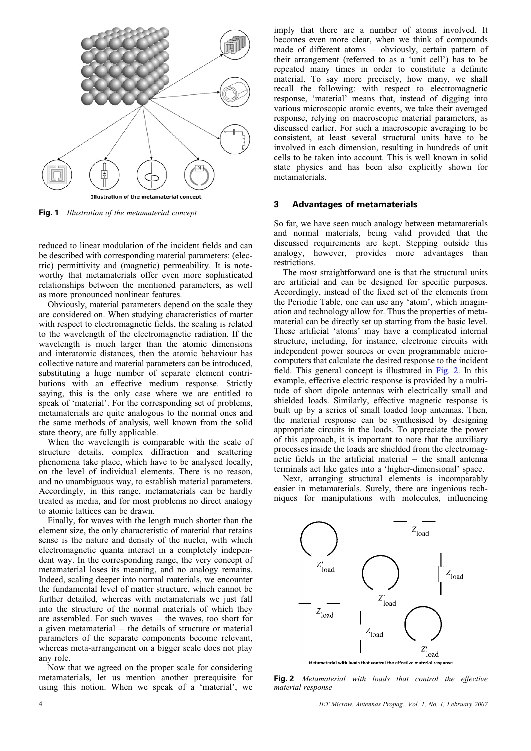Fig. 1 *Illustration of the metamaterial concept*

reduced to linear modulation of the incident fields and can be described with corresponding material parameters: (electric) permittivity and (magnetic) permeability. It is noteworthy that metamaterials offer even more sophisticated relationships between the mentioned parameters, as well as more pronounced nonlinear features.

Obviously, material parameters depend on the scale they are considered on. When studying characteristics of matter with respect to electromagnetic fields, the scaling is related to the wavelength of the electromagnetic radiation. If the wavelength is much larger than the atomic dimensions and interatomic distances, then the atomic behaviour has collective nature and material parameters can be introduced, substituting a huge number of separate element contributions with an effective medium response. Strictly saying, this is the only case where we are entitled to speak of 'material'. For the corresponding set of problems, metamaterials are quite analogous to the normal ones and the same methods of analysis, well known from the solid state theory, are fully applicable.

When the wavelength is comparable with the scale of structure details, complex diffraction and scattering phenomena take place, which have to be analysed locally, on the level of individual elements. There is no reason, and no unambiguous way, to establish material parameters. Accordingly, in this range, metamaterials can be hardly treated as media, and for most problems no direct analogy to atomic lattices can be drawn.

Finally, for waves with the length much shorter than the element size, the only characteristic of material that retains sense is the nature and density of the nuclei, with which electromagnetic quanta interact in a completely independent way. In the corresponding range, the very concept of metamaterial loses its meaning, and no analogy remains. Indeed, scaling deeper into normal materials, we encounter the fundamental level of matter structure, which cannot be further detailed, whereas with metamaterials we just fall into the structure of the normal materials of which they are assembled. For such waves – the waves, too short for a given metamaterial – the details of structure or material parameters of the separate components become relevant, whereas meta-arrangement on a bigger scale does not play any role.

Now that we agreed on the proper scale for considering metamaterials, let us mention another prerequisite for using this notion. When we speak of a 'material', we imply that there are a number of atoms involved. It becomes even more clear, when we think of compounds made of different atoms – obviously, certain pattern of their arrangement (referred to as a 'unit cell') has to be repeated many times in order to constitute a definite material. To say more precisely, how many, we shall recall the following: with respect to electromagnetic response, 'material' means that, instead of digging into various microscopic atomic events, we take their averaged response, relying on macroscopic material parameters, as discussed earlier. For such a macroscopic averaging to be consistent, at least several structural units have to be involved in each dimension, resulting in hundreds of unit cells to be taken into account. This is well known in solid state physics and has been also explicitly shown for metamaterials.

## 3 Advantages of metamaterials

So far, we have seen much analogy between metamaterials and normal materials, being valid provided that the discussed requirements are kept. Stepping outside this analogy, however, provides more advantages than restrictions.

The most straightforward one is that the structural units are artificial and can be designed for specific purposes. Accordingly, instead of the fixed set of the elements from the Periodic Table, one can use any 'atom', which imagination and technology allow for. Thus the properties of metamaterial can be directly set up starting from the basic level. These artificial 'atoms' may have a complicated internal structure, including, for instance, electronic circuits with independent power sources or even programmable microcomputers that calculate the desired response to the incident field. This general concept is illustrated in Fig. 2. In this example, effective electric response is provided by a multitude of short dipole antennas with electrically small and shielded loads. Similarly, effective magnetic response is built up by a series of small loaded loop antennas. Then, the material response can be synthesised by designing appropriate circuits in the loads. To appreciate the power of this approach, it is important to note that the auxiliary processes inside the loads are shielded from the electromagnetic fields in the artificial material – the small antenna terminals act like gates into a 'higher-dimensional' space.

Next, arranging structural elements is incomparably easier in metamaterials. Surely, there are ingenious techniques for manipulations with molecules, influencing

Fig. 2 *Metamaterial with loads that control the effective material response*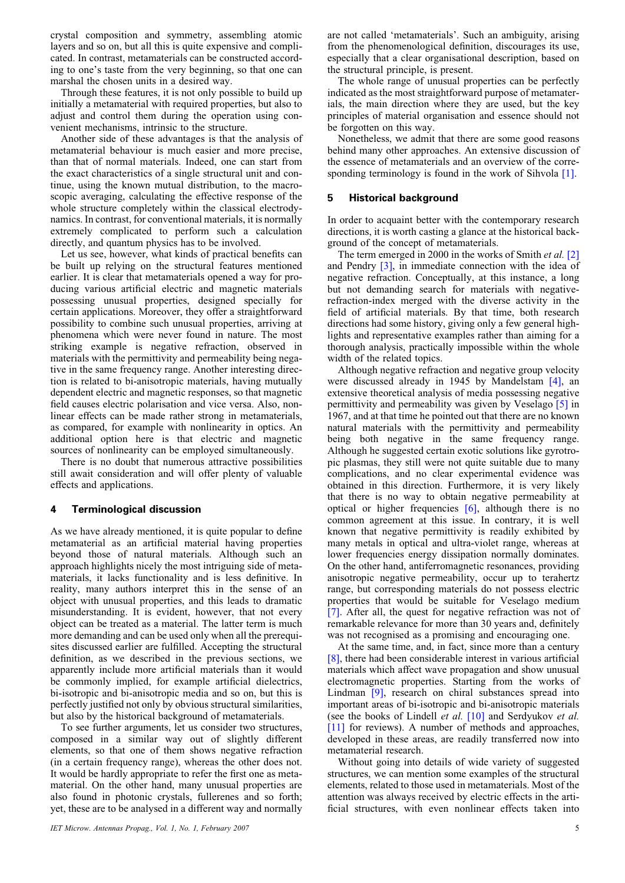crystal composition and symmetry, assembling atomic layers and so on, but all this is quite expensive and complicated. In contrast, metamaterials can be constructed according to one's taste from the very beginning, so that one can marshal the chosen units in a desired way.

Through these features, it is not only possible to build up initially a metamaterial with required properties, but also to adjust and control them during the operation using convenient mechanisms, intrinsic to the structure.

Another side of these advantages is that the analysis of metamaterial behaviour is much easier and more precise, than that of normal materials. Indeed, one can start from the exact characteristics of a single structural unit and continue, using the known mutual distribution, to the macroscopic averaging, calculating the effective response of the whole structure completely within the classical electrodynamics. In contrast, for conventional materials, it is normally extremely complicated to perform such a calculation directly, and quantum physics has to be involved.

Let us see, however, what kinds of practical benefits can be built up relying on the structural features mentioned earlier. It is clear that metamaterials opened a way for producing various artificial electric and magnetic materials possessing unusual properties, designed specially for certain applications. Moreover, they offer a straightforward possibility to combine such unusual properties, arriving at phenomena which were never found in nature. The most striking example is negative refraction, observed in materials with the permittivity and permeability being negative in the same frequency range. Another interesting direction is related to bi-anisotropic materials, having mutually dependent electric and magnetic responses, so that magnetic field causes electric polarisation and vice versa. Also, nonlinear effects can be made rather strong in metamaterials, as compared, for example with nonlinearity in optics. An additional option here is that electric and magnetic sources of nonlinearity can be employed simultaneously.

There is no doubt that numerous attractive possibilities still await consideration and will offer plenty of valuable effects and applications.

## 4 Terminological discussion

As we have already mentioned, it is quite popular to define metamaterial as an artificial material having properties beyond those of natural materials. Although such an approach highlights nicely the most intriguing side of metamaterials, it lacks functionality and is less definitive. In reality, many authors interpret this in the sense of an object with unusual properties, and this leads to dramatic misunderstanding. It is evident, however, that not every object can be treated as a material. The latter term is much more demanding and can be used only when all the prerequisites discussed earlier are fulfilled. Accepting the structural definition, as we described in the previous sections, we apparently include more artificial materials than it would be commonly implied, for example artificial dielectrics, bi-isotropic and bi-anisotropic media and so on, but this is perfectly justified not only by obvious structural similarities, but also by the historical background of metamaterials.

To see further arguments, let us consider two structures, composed in a similar way out of slightly different elements, so that one of them shows negative refraction (in a certain frequency range), whereas the other does not. It would be hardly appropriate to refer the first one as metamaterial. On the other hand, many unusual properties are also found in photonic crystals, fullerenes and so forth; yet, these are to be analysed in a different way and normally are not called 'metamaterials'. Such an ambiguity, arising from the phenomenological definition, discourages its use, especially that a clear organisational description, based on the structural principle, is present.

The whole range of unusual properties can be perfectly indicated as the most straightforward purpose of metamaterials, the main direction where they are used, but the key principles of material organisation and essence should not be forgotten on this way.

Nonetheless, we admit that there are some good reasons behind many other approaches. An extensive discussion of the essence of metamaterials and an overview of the corresponding terminology is found in the work of Sihvola [1].

## 5 Historical background

In order to acquaint better with the contemporary research directions, it is worth casting a glance at the historical background of the concept of metamaterials.

The term emerged in 2000 in the works of Smith *et al.* [2] and Pendry [3], in immediate connection with the idea of negative refraction. Conceptually, at this instance, a long but not demanding search for materials with negative-refraction-index merged with the diverse activity in the field of artificial materials. By that time, both research directions had some history, giving only a few general highlights and representative examples rather than aiming for a thorough analysis, practically impossible within the whole width of the related topics.

Although negative refraction and negative group velocity were discussed already in 1945 by Mandelstam [4], an extensive theoretical analysis of media possessing negative permittivity and permeability was given by Veselago [5] in 1967, and at that time he pointed out that there are no known natural materials with the permittivity and permeability being both negative in the same frequency range. Although he suggested certain exotic solutions like gyrotropic plasmas, they still were not quite suitable due to many complications, and no clear experimental evidence was obtained in this direction. Furthermore, it is very likely that there is no way to obtain negative permeability at optical or higher frequencies [6], although there is no common agreement at this issue. In contrary, it is well known that negative permittivity is readily exhibited by many metals in optical and ultra-violet range, whereas at lower frequencies energy dissipation normally dominates. On the other hand, antiferromagnetic resonances, providing anisotropic negative permeability, occur up to terahertz range, but corresponding materials do not possess electric properties that would be suitable for Veselago medium [7]. After all, the quest for negative refraction was not of remarkable relevance for more than 30 years and, definitely was not recognised as a promising and encouraging one.

At the same time, and, in fact, since more than a century [8], there had been considerable interest in various artificial materials which affect wave propagation and show unusual electromagnetic properties. Starting from the works of Lindman [9], research on chiral substances spread into important areas of bi-isotropic and bi-anisotropic materials (see the books of Lindell *et al.* [10] and Serdyukov *et al.* [11] for reviews). A number of methods and approaches, developed in these areas, are readily transferred now into metamaterial research.

Without going into details of wide variety of suggested structures, we can mention some examples of the structural elements, related to those used in metamaterials. Most of the attention was always received by electric effects in the artificial structures, with even nonlinear effects taken into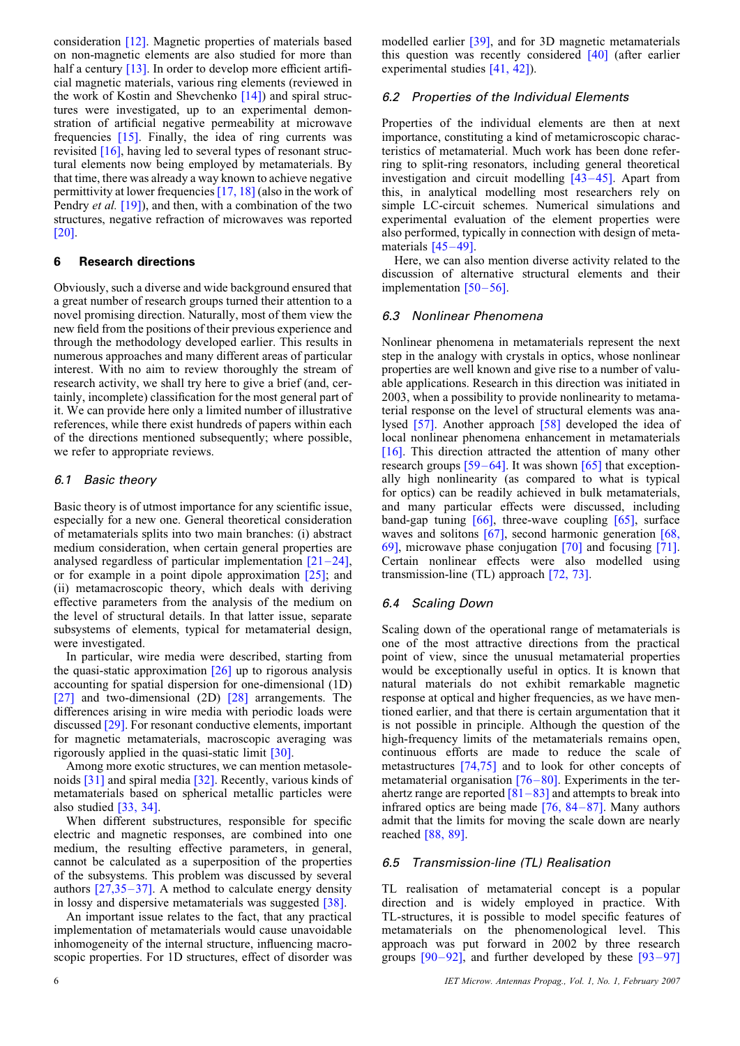consideration [12]. Magnetic properties of materials based on non-magnetic elements are also studied for more than half a century [13]. In order to develop more efficient artificial magnetic materials, various ring elements (reviewed in the work of Kostin and Shevchenko [14]) and spiral structures were investigated, up to an experimental demonstration of artificial negative permeability at microwave frequencies [15]. Finally, the idea of ring currents was revisited [16], having led to several types of resonant structural elements now being employed by metamaterials. By that time, there was already a way known to achieve negative permittivity at lower frequencies [17, 18] (also in the work of Pendry *et al.* [19]), and then, with a combination of the two structures, negative refraction of microwaves was reported [20].

## 6 Research directions

Obviously, such a diverse and wide background ensured that a great number of research groups turned their attention to a novel promising direction. Naturally, most of them view the new field from the positions of their previous experience and through the methodology developed earlier. This results in numerous approaches and many different areas of particular interest. With no aim to review thoroughly the stream of research activity, we shall try here to give a brief (and, certainly, incomplete) classification for the most general part of it. We can provide here only a limited number of illustrative references, while there exist hundreds of papers within each of the directions mentioned subsequently; where possible, we refer to appropriate reviews.

### *6.1 Basic theory*

Basic theory is of utmost importance for any scientific issue, especially for a new one. General theoretical consideration of metamaterials splits into two main branches: (i) abstract medium consideration, when certain general properties are analysed regardless of particular implementation [21–24], or for example in a point dipole approximation [25]; and (ii) metamacroscopic theory, which deals with deriving effective parameters from the analysis of the medium on the level of structural details. In that latter issue, separate subsystems of elements, typical for metamaterial design, were investigated.

In particular, wire media were described, starting from the quasi-static approximation [26] up to rigorous analysis accounting for spatial dispersion for one-dimensional (1D) [27] and two-dimensional (2D) [28] arrangements. The differences arising in wire media with periodic loads were discussed [29]. For resonant conductive elements, important for magnetic metamaterials, macroscopic averaging was rigorously applied in the quasi-static limit [30].

Among more exotic structures, we can mention metasolenoids [31] and spiral media [32]. Recently, various kinds of metamaterials based on spherical metallic particles were also studied [33, 34].

When different substructures, responsible for specific electric and magnetic responses, are combined into one medium, the resulting effective parameters, in general, cannot be calculated as a superposition of the properties of the subsystems. This problem was discussed by several authors [27,35–37]. A method to calculate energy density in lossy and dispersive metamaterials was suggested [38].

An important issue relates to the fact, that any practical implementation of metamaterials would cause unavoidable inhomogeneity of the internal structure, influencing macroscopic properties. For 1D structures, effect of disorder was modelled earlier [39], and for 3D magnetic metamaterials this question was recently considered [40] (after earlier experimental studies [41, 42]).

### *6.2 Properties of the Individual Elements*

Properties of the individual elements are then at next importance, constituting a kind of metamicroscopic characteristics of metamaterial. Much work has been done referring to split-ring resonators, including general theoretical investigation and circuit modelling [43–45]. Apart from this, in analytical modelling most researchers rely on simple LC-circuit schemes. Numerical simulations and experimental evaluation of the element properties were also performed, typically in connection with design of metamaterials [45–49].

Here, we can also mention diverse activity related to the discussion of alternative structural elements and their implementation [50–56].

### *6.3 Nonlinear Phenomena*

Nonlinear phenomena in metamaterials represent the next step in the analogy with crystals in optics, whose nonlinear properties are well known and give rise to a number of valuable applications. Research in this direction was initiated in 2003, when a possibility to provide nonlinearity to metamaterial response on the level of structural elements was analysed [57]. Another approach [58] developed the idea of local nonlinear phenomena enhancement in metamaterials [16]. This direction attracted the attention of many other research groups [59–64]. It was shown [65] that exceptionally high nonlinearity (as compared to what is typical for optics) can be readily achieved in bulk metamaterials, and many particular effects were discussed, including band-gap tuning [66], three-wave coupling [65], surface waves and solitons [67], second harmonic generation [68, 69], microwave phase conjugation [70] and focusing [71]. Certain nonlinear effects were also modelled using transmission-line (TL) approach [72, 73].

### *6.4 Scaling Down*

Scaling down of the operational range of metamaterials is one of the most attractive directions from the practical point of view, since the unusual metamaterial properties would be exceptionally useful in optics. It is known that natural materials do not exhibit remarkable magnetic response at optical and higher frequencies, as we have mentioned earlier, and that there is certain argumentation that it is not possible in principle. Although the question of the high-frequency limits of the metamaterials remains open, continuous efforts are made to reduce the scale of metastructures [74,75] and to look for other concepts of metamaterial organisation [76–80]. Experiments in the terahertz range are reported [81–83] and attempts to break into infrared optics are being made [76, 84–87]. Many authors admit that the limits for moving the scale down are nearly reached [88, 89].

### *6.5 Transmission-line (TL) Realisation*

TL realisation of metamaterial concept is a popular direction and is widely employed in practice. With TL-structures, it is possible to model specific features of metamaterials on the phenomenological level. This approach was put forward in 2002 by three research groups [90–92], and further developed by these [93–97]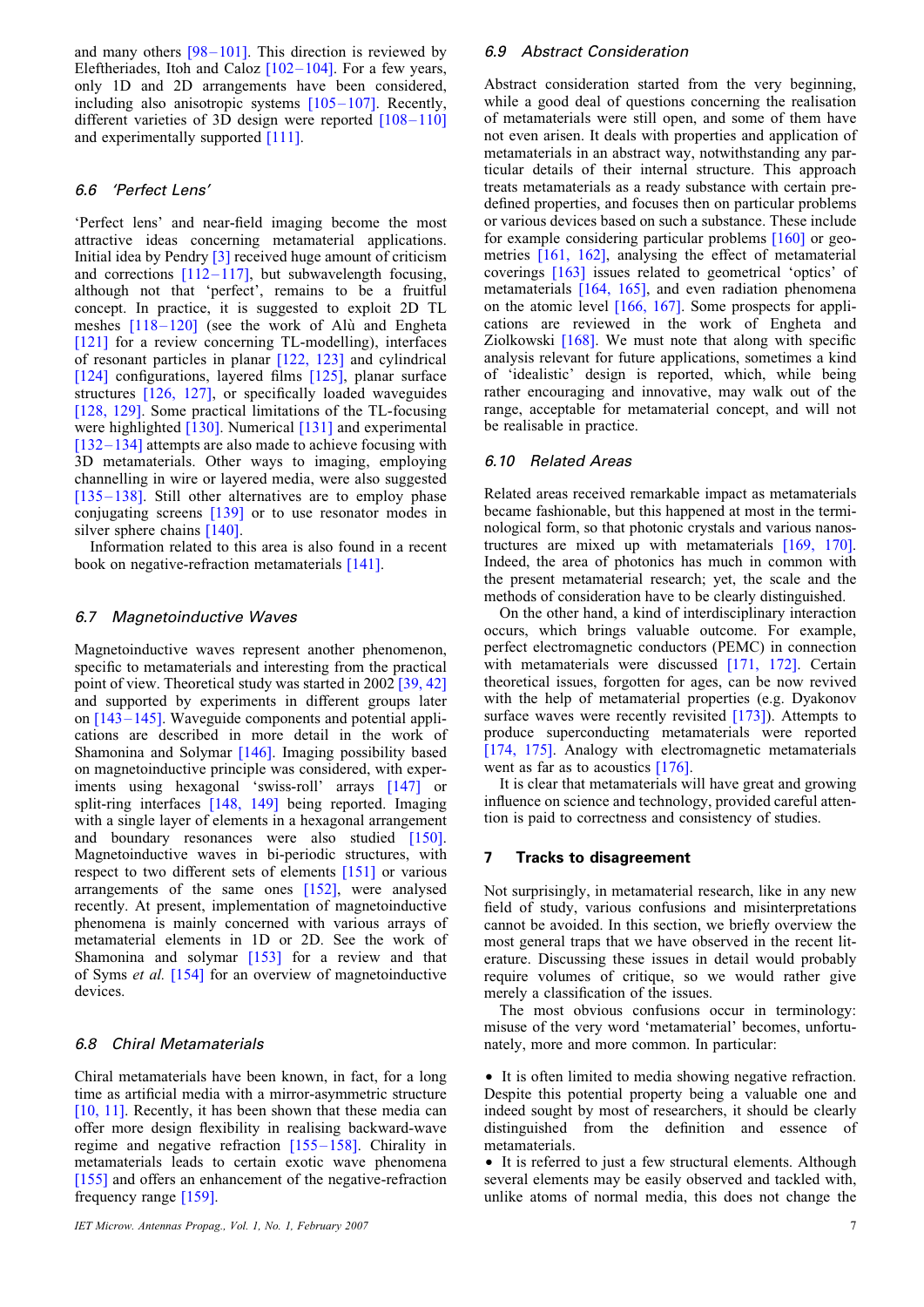and many others [98–101]. This direction is reviewed by Eleftheriades, Itoh and Caloz [102–104]. For a few years, only 1D and 2D arrangements have been considered, including also anisotropic systems [105–107]. Recently, different varieties of 3D design were reported [108–110] and experimentally supported [111].

### 6.6 'Perfect Lens'

'Perfect lens' and near-field imaging become the most attractive ideas concerning metamaterial applications. Initial idea by Pendry [3] received huge amount of criticism and corrections [112–117], but subwavelength focusing, although not that 'perfect', remains to be a fruitful concept. In practice, it is suggested to exploit 2D TL meshes [118–120] (see the work of Alù and Engheta [121] for a review concerning TL-modelling), interfaces of resonant particles in planar [122, 123] and cylindrical [124] configurations, layered films [125], planar surface structures [126, 127], or specifically loaded waveguides [128, 129]. Some practical limitations of the TL-focusing were highlighted [130]. Numerical [131] and experimental [132–134] attempts are also made to achieve focusing with 3D metamaterials. Other ways to imaging, employing channelling in wire or layered media, were also suggested [135–138]. Still other alternatives are to employ phase conjugating screens [139] or to use resonator modes in silver sphere chains [140].

Information related to this area is also found in a recent book on negative-refraction metamaterials [141].

### 6.7 Magnetoinductive Waves

Magnetoinductive waves represent another phenomenon, specific to metamaterials and interesting from the practical point of view. Theoretical study was started in 2002 [39, 42] and supported by experiments in different groups later on [143–145]. Waveguide components and potential applications are described in more detail in the work of Shamonina and Solymar [146]. Imaging possibility based on magnetoinductive principle was considered, with experiments using hexagonal 'swiss-roll' arrays [147] or split-ring interfaces [148, 149] being reported. Imaging with a single layer of elements in a hexagonal arrangement and boundary resonances were also studied [150]. Magnetoinductive waves in bi-periodic structures, with respect to two different sets of elements [151] or various arrangements of the same ones [152], were analysed recently. At present, implementation of magnetoinductive phenomena is mainly concerned with various arrays of metamaterial elements in 1D or 2D. See the work of Shamonina and solymar [153] for a review and that of Syms *et al.* [154] for an overview of magnetoinductive devices.

### 6.8 Chiral Metamaterials

Chiral metamaterials have been known, in fact, for a long time as artificial media with a mirror-asymmetric structure [10, 11]. Recently, it has been shown that these media can offer more design flexibility in realising backward-wave regime and negative refraction [155–158]. Chirality in metamaterials leads to certain exotic wave phenomena [155] and offers an enhancement of the negative-refraction frequency range [159].

### 6.9 Abstract Consideration

Abstract consideration started from the very beginning, while a good deal of questions concerning the realisation of metamaterials were still open, and some of them have not even arisen. It deals with properties and application of metamaterials in an abstract way, notwithstanding any particular details of their internal structure. This approach treats metamaterials as a ready substance with certain predefined properties, and focuses then on particular problems or various devices based on such a substance. These include for example considering particular problems [160] or geometries [161, 162], analysing the effect of metamaterial coverings [163] issues related to geometrical 'optics' of metamaterials [164, 165], and even radiation phenomena on the atomic level [166, 167]. Some prospects for applications are reviewed in the work of Engheta and Ziolkowski [168]. We must note that along with specific analysis relevant for future applications, sometimes a kind of 'idealistic' design is reported, which, while being rather encouraging and innovative, may walk out of the range, acceptable for metamaterial concept, and will not be realisable in practice.

### 6.10 Related Areas

Related areas received remarkable impact as metamaterials became fashionable, but this happened at most in the terminological form, so that photonic crystals and various nanostructures are mixed up with metamaterials [169, 170]. Indeed, the area of photonics has much in common with the present metamaterial research; yet, the scale and the methods of consideration have to be clearly distinguished.

On the other hand, a kind of interdisciplinary interaction occurs, which brings valuable outcome. For example, perfect electromagnetic conductors (PEMC) in connection with metamaterials were discussed [171, 172]. Certain theoretical issues, forgotten for ages, can be now revived with the help of metamaterial properties (e.g. Dyakonov surface waves were recently revisited [173]). Attempts to produce superconducting metamaterials were reported [174, 175]. Analogy with electromagnetic metamaterials went as far as to acoustics [176].

It is clear that metamaterials will have great and growing influence on science and technology, provided careful attention is paid to correctness and consistency of studies.

## 7 Tracks to disagreement

Not surprisingly, in metamaterial research, like in any new field of study, various confusions and misinterpretations cannot be avoided. In this section, we briefly overview the most general traps that we have observed in the recent literature. Discussing these issues in detail would probably require volumes of critique, so we would rather give merely a classification of the issues.

The most obvious confusions occur in terminology: misuse of the very word 'metamaterial' becomes, unfortunately, more and more common. In particular:

- It is often limited to media showing negative refraction. Despite this potential property being a valuable one and indeed sought by most of researchers, it should be clearly distinguished from the definition and essence of metamaterials.
- It is referred to just a few structural elements. Although several elements may be easily observed and tackled with, unlike atoms of normal media, this does not change the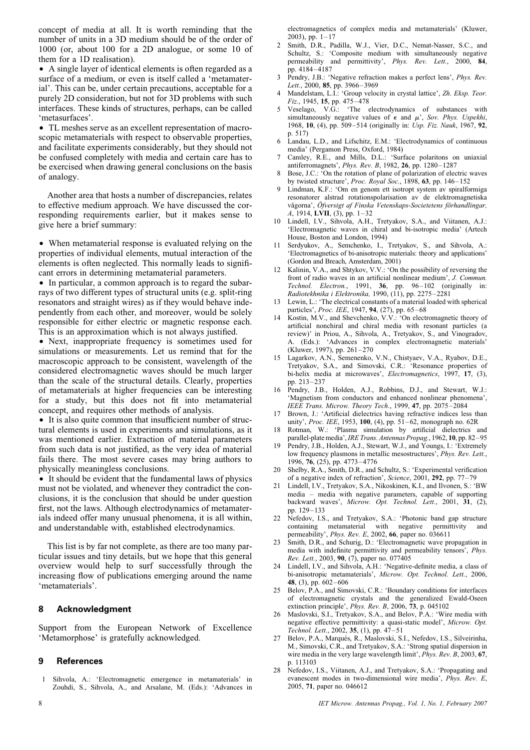concept of media at all. It is worth reminding that the number of units in a 3D medium should be of the order of 1000 (or, about 100 for a 2D analogue, or some 10 of them for a 1D realisation).

- A single layer of identical elements is often regarded as a surface of a medium, or even is itself called a 'metamaterial'. This can be, under certain precautions, acceptable for a purely 2D consideration, but not for 3D problems with such interfaces. These kinds of structures, perhaps, can be called 'metasurfaces'.
- TL meshes serve as an excellent representation of macroscopic metamaterials with respect to observable properties, and facilitate experiments considerably, but they should not be confused completely with media and certain care has to be exercised when drawing general conclusions on the basis of analogy.

Another area that hosts a number of discrepancies, relates to effective medium approach. We have discussed the corresponding requirements earlier, but it makes sense to give here a brief summary:

- When metamaterial response is evaluated relying on the properties of individual elements, mutual interaction of the elements is often neglected. This normally leads to significant errors in determining metamaterial parameters.
- In particular, a common approach is to regard the subarrays of two different types of structural units (e.g. split-ring resonators and straight wires) as if they would behave independently from each other, and moreover, would be solely responsible for either electric or magnetic response each. This is an approximation which is not always justified.
- Next, inappropriate frequency is sometimes used for simulations or measurements. Let us remind that for the macroscopic approach to be consistent, wavelength of the considered electromagnetic waves should be much larger than the scale of the structural details. Clearly, properties of metamaterials at higher frequencies can be interesting for a study, but this does not fit into metamaterial concept, and requires other methods of analysis.
- It is also quite common that insufficient number of structural elements is used in experiments and simulations, as it was mentioned earlier. Extraction of material parameters from such data is not justified, as the very idea of material fails there. The most severe cases may bring authors to physically meaningless conclusions.
- It should be evident that the fundamental laws of physics must not be violated, and whenever they contradict the conclusions, it is the conclusion that should be under question first, not the laws. Although electrodynamics of metamaterials indeed offer many unusual phenomena, it is all within, and understandable with, established electrodynamics.

This list is by far not complete, as there are too many particular issues and tiny details, but we hope that this general overview would help to surf successfully through the increasing flow of publications emerging around the name 'metamaterials'.

## 8 Acknowledgment

Support from the European Network of Excellence 'Metamorphose' is gratefully acknowledged.

## 9 References

1 Sihvola, A.: 'Electromagnetic emergence in metamaterials' in Zouhdi, S., Sihvola, A., and Arsalane, M. (Eds.): 'Advances in electromagnetics of complex media and metamaterials' (Kluwer, 2003), pp. 1–17

2 Smith, D.R., Padilla, W.J., Vier, D.C., Nemat-Nasser, S.C., and Schultz, S.: 'Composite medium with simultaneously negative permeability and permittivity', *Phys. Rev. Lett.*, 2000, **84**, pp. 4184–4187

3 Pendry, J.B.: 'Negative refraction makes a perfect lens', *Phys. Rev. Lett.*, 2000, **85**, pp. 3966–3969

4 Mandelstam, L.I.: 'Group velocity in crystal lattice', *Zh. Eksp. Teor. Fiz.*, 1945, **15**, pp. 475–478

5 Veselago, V.G.: 'The electrodynamics of substances with simultaneously negative values of $\epsilon$ and $\mu$', *Sov. Phys. Uspekhi*, 1968, **10**, (4), pp. 509–514 (originally in: *Usp. Fiz. Nauk*, 1967, **92**, p. 517)

6 Landau, L.D., and Lifschitz, E.M.: 'Electrodynamics of continuous media' (Pergamon Press, Oxford, 1984)

7 Camley, R.E., and Mills, D.L.: 'Surface polaritons on uniaxial antiferromagnets', *Phys. Rev. B*, 1982, **26**, pp. 1280–1287

8 Bose, J.C.: 'On the rotation of plane of polarization of electric waves by twisted structure', *Proc. Royal Soc.*, 1898, **63**, pp. 146–152

9 Lindman, K.F.: 'Om en genom ett isotropt system av spiralformiga resonatorer alstrad rotationspolarisation av de elektromagnetiska vågorna', *Öfversigt af Finska Vetenskaps-Societetens förhandlingar, A*, 1914, **LVII**, (3), pp. 1–32

10 Lindell, I.V., Sihvola, A.H., Tretyakov, S.A., and Viitanen, A.J.: 'Electromagnetic waves in chiral and bi-isotropic media' (Artech House, Boston and London, 1994)

11 Serdyukov, A., Semchenko, I., Tretyakov, S., and Sihvola, A.: 'Electromagnetics of bi-anisotropic materials: theory and applications' (Gordon and Breach, Amsterdam, 2001)

12 Kalinin, V.A., and Shtykov, V.V.: 'On the possibility of reversing the front of radio waves in an artificial nonlinear medium', *J. Commun. Technol. Electron.*, 1991, **36**, pp. 96–102 (originally in: *Radiotekhnika i Elektronika,* 1990, (11), pp. 2275–2281

13 Lewin, L.: 'The electrical constants of a material loaded with spherical particles', *Proc. IEE*, 1947, **94**, (27), pp. 65–68

14 Kostin, M.V., and Shevchenko, V.V.: 'On electromagnetic theory of artificial nonchiral and chiral media with resonant particles (a review)' in Priou, A., Sihvola, A., Tretyakov, S., and Vinogradov, A. (Eds.): 'Advances in complex electromagnetic materials' (Kluwer, 1997), pp. 261–270

15 Lagarkov, A.N., Semenenko, V.N., Chistyaev, V.A., Ryabov, D.E., Tretyakov, S.A., and Simovski, C.R.: 'Resonance properties of bi-helix media at microwaves', *Electromagnetics*, 1997, **17**, (3), pp. 213–237

16 Pendry, J.B., Holden, A.J., Robbins, D.J., and Stewart, W.J.: 'Magnetism from conductors and enhanced nonlinear phenomena', *IEEE Trans. Microw. Theory Tech.*, 1999, **47**, pp. 2075–2084

17 Brown, J.: 'Artificial dielectrics having refractive indices less than unity', *Proc. IEE*, 1953, **100**, (4), pp. 51–62, monograph no. 62R

18 Rotman, W.: 'Plasma simulation by artificial dielectrics and parallel-plate media', *IRE Trans. Antennas Propag.*, 1962, **10**, pp. 82–95

19 Pendry, J.B., Holden, A.J., Stewart, W.J., and Youngs, I.: 'Extremely low frequency plasmons in metallic mesostructures', *Phys. Rev. Lett.*, 1996, **76**, (25), pp. 4773–4776

20 Shelby, R.A., Smith, D.R., and Schultz, S.: 'Experimental verification of a negative index of refraction', *Science*, 2001, **292**, pp. 77–79

21 Lindell, I.V., Tretyakov, S.A., Nikoskinen, K.I., and Ilvonen, S.: 'BW media – media with negative parameters, capable of supporting backward waves', *Microw. Opt. Technol. Lett.*, 2001, **31**, (2), pp. 129–133

22 Nefedov, I.S., and Tretyakov, S.A.: 'Photonic band gap structure containing metamaterial with negative permittivity and permeability', *Phys. Rev. E*, 2002, **66**, paper no. 036611

23 Smith, D.R., and Schurig, D.: 'Electromagnetic wave propagation in media with indefinite permittivity and permeability tensors', *Phys. Rev. Lett.*, 2003, **90**, (7), paper no. 077405

24 Lindell, I.V., and Sihvola, A.H.: 'Negative-definite media, a class of bi-anisotropic metamaterials', *Microw. Opt. Technol. Lett.*, 2006, **48**, (3), pp. 602–606

25 Belov, P.A., and Simovski, C.R.: 'Boundary conditions for interfaces of electromagnetic crystals and the generalized Ewald-Oseen extinction principle', *Phys. Rev. B*, 2006, **73**, p. 045102

26 Maslovski, S.I., Tretyakov, S.A., and Belov, P.A.: 'Wire media with negative effective permittivity: a quasi-static model', *Microw. Opt. Technol. Lett.*, 2002, **35**, (1), pp. 47–51

27 Belov, P.A., Marqués, R., Maslovski, S.I., Nefedov, I.S., Silveirinha, M., Simovski, C.R., and Tretyakov, S.A.: 'Strong spatial dispersion in wire media in the very large wavelength limit', *Phys. Rev. B*, 2003, **67**, p. 113103

28 Nefedov, I.S., Viitanen, A.J., and Tretyakov, S.A.: 'Propagating and evanescent modes in two-dimensional wire media', *Phys. Rev. E*, 2005, **71**, paper no. 046612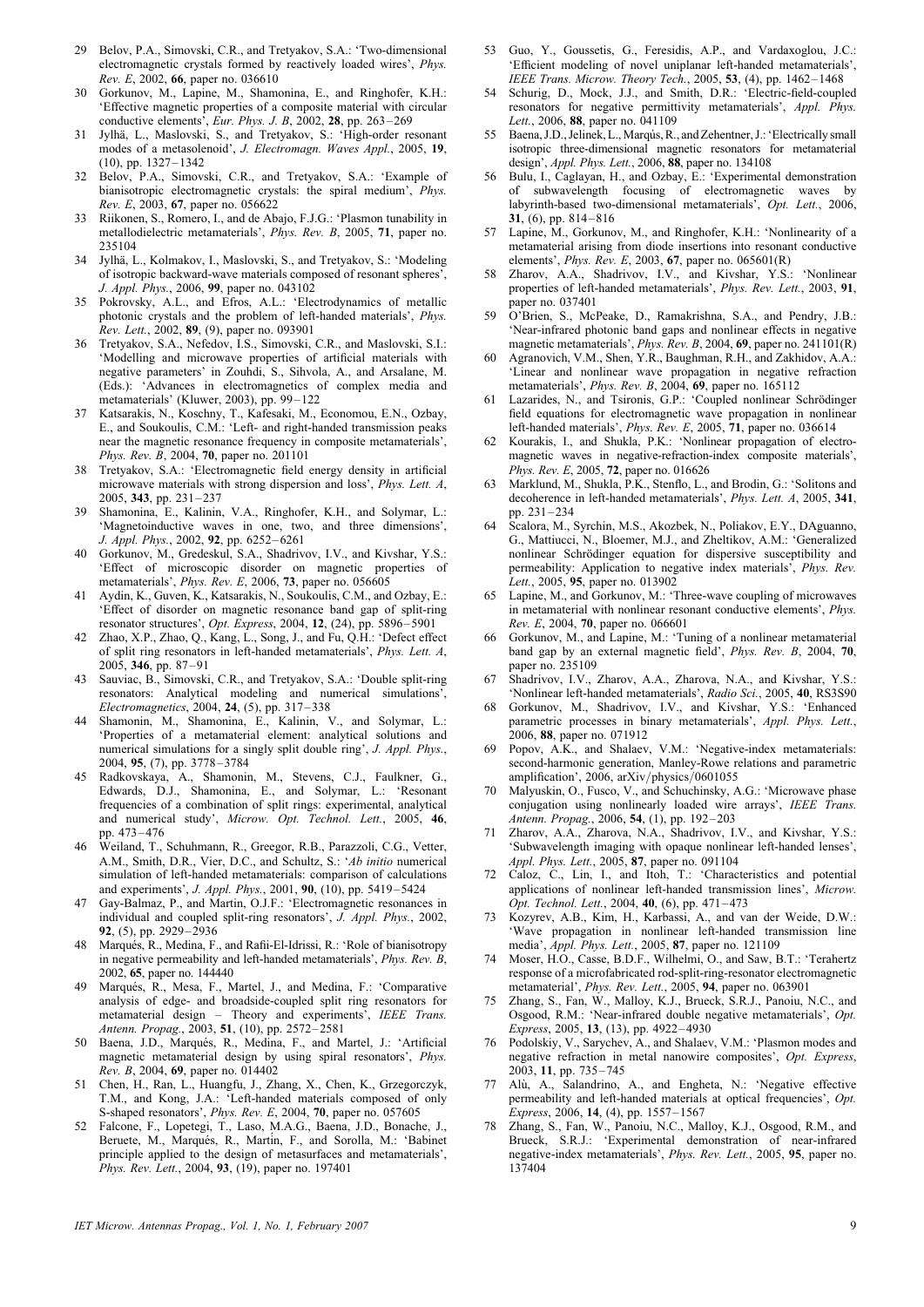29 Belov, P.A., Simovski, C.R., and Tretyakov, S.A.: 'Two-dimensional electromagnetic crystals formed by reactively loaded wires', *Phys. Rev. E*, 2002, **66**, paper no. 036610

30 Gorkunov, M., Lapine, M., Shamonina, E., and Ringhofer, K.H.: 'Effective magnetic properties of a composite material with circular conductive elements', *Eur. Phys. J. B*, 2002, **28**, pp. 263–269

31 Jylhä, L., Maslovski, S., and Tretyakov, S.: 'High-order resonant modes of a metasolenoid', *J. Electromagn. Waves Appl.*, 2005, **19**, (10), pp. 1327–1342

32 Belov, P.A., Simovski, C.R., and Tretyakov, S.A.: 'Example of bianisotropic electromagnetic crystals: the spiral medium', *Phys. Rev. E*, 2003, **67**, paper no. 056622

33 Riikonen, S., Romero, I., and de Abajo, F.J.G.: 'Plasmon tunability in metallodielectric metamaterials', *Phys. Rev. B*, 2005, **71**, paper no. 235104

34 Jylhä, L., Kolmakov, I., Maslovski, S., and Tretyakov, S.: 'Modeling of isotropic backward-wave materials composed of resonant spheres', *J. Appl. Phys.*, 2006, **99**, paper no. 043102

35 Pokrovsky, A.L., and Efros, A.L.: 'Electrodynamics of metallic photonic crystals and the problem of left-handed materials', *Phys. Rev. Lett.*, 2002, **89**, (9), paper no. 093901

36 Tretyakov, S.A., Nefedov, I.S., Simovski, C.R., and Maslovski, S.I.: 'Modelling and microwave properties of artificial materials with negative parameters' in Zouhdi, S., Sihvola, A., and Arsalane, M. (Eds.): 'Advances in electromagnetics of complex media and metamaterials' (Kluwer, 2003), pp. 99–122

37 Katsarakis, N., Koschny, T., Kafesaki, M., Economou, E.N., Ozbay, E., and Soukoulis, C.M.: 'Left- and right-handed transmission peaks near the magnetic resonance frequency in composite metamaterials', *Phys. Rev. B*, 2004, **70**, paper no. 201101

38 Tretyakov, S.A.: 'Electromagnetic field energy density in artificial microwave materials with strong dispersion and loss', *Phys. Lett. A*, 2005, **343**, pp. 231–237

39 Shamonina, E., Kalinin, V.A., Ringhofer, K.H., and Solymar, L.: 'Magnetoinductive waves in one, two, and three dimensions', *J. Appl. Phys.*, 2002, **92**, pp. 6252–6261

40 Gorkunov, M., Gredeskul, S.A., Shadrivov, I.V., and Kivshar, Y.S.: 'Effect of microscopic disorder on magnetic properties of metamaterials', *Phys. Rev. E*, 2006, **73**, paper no. 056605

41 Aydin, K., Guven, K., Katsarakis, N., Soukoulis, C.M., and Ozbay, E.: 'Effect of disorder on magnetic resonance band gap of split-ring resonator structures', *Opt. Express*, 2004, **12**, (24), pp. 5896–5901

42 Zhao, X.P., Zhao, Q., Kang, L., Song, J., and Fu, Q.H.: 'Defect effect of split ring resonators in left-handed metamaterials', *Phys. Lett. A*, 2005, **346**, pp. 87–91

43 Sauviac, B., Simovski, C.R., and Tretyakov, S.A.: 'Double split-ring resonators: Analytical modeling and numerical simulations', *Electromagnetics*, 2004, **24**, (5), pp. 317–338

44 Shamonin, M., Shamonina, E., Kalinin, V., and Solymar, L.: 'Properties of a metamaterial element: analytical solutions and numerical simulations for a singly split double ring', *J. Appl. Phys.*, 2004, **95**, (7), pp. 3778–3784

45 Radkovskaya, A., Shamonin, M., Stevens, C.J., Faulkner, G., Edwards, D.J., Shamonina, E., and Solymar, L.: 'Resonant frequencies of a combination of split rings: experimental, analytical and numerical study', *Microw. Opt. Technol. Lett.*, 2005, **46**, pp. 473–476

46 Weiland, T., Schuhmann, R., Greegor, R.B., Parazzoli, C.G., Vetter, A.M., Smith, D.R., Vier, D.C., and Schultz, S.: '*Ab initio* numerical simulation of left-handed metamaterials: comparison of calculations and experiments', *J. Appl. Phys.*, 2001, **90**, (10), pp. 5419–5424

47 Gay-Balmaz, P., and Martin, O.J.F.: 'Electromagnetic resonances in individual and coupled split-ring resonators', *J. Appl. Phys.*, 2002, **92**, (5), pp. 2929–2936

48 Marqués, R., Medina, F., and Rafii-El-Idrissi, R.: 'Role of bianisotropy in negative permeability and left-handed metamaterials', *Phys. Rev. B*, 2002, **65**, paper no. 144440

49 Marqués, R., Mesa, F., Martel, J., and Medina, F.: 'Comparative analysis of edge- and broadside-coupled split ring resonators for metamaterial design – Theory and experiments', *IEEE Trans. Antenn. Propag.*, 2003, **51**, (10), pp. 2572–2581

50 Baena, J.D., Marqués, R., Medina, F., and Martel, J.: 'Artificial magnetic metamaterial design by using spiral resonators', *Phys. Rev. B*, 2004, **69**, paper no. 014402

51 Chen, H., Ran, L., Huangfu, J., Zhang, X., Chen, K., Grzegorczyk, T.M., and Kong, J.A.: 'Left-handed materials composed of only S-shaped resonators', *Phys. Rev. E*, 2004, **70**, paper no. 057605

52 Falcone, F., Lopetegi, T., Laso, M.A.G., Baena, J.D., Bonache, J., Beruete, M., Marqués, R., Martín, F., and Sorolla, M.: 'Babinet principle applied to the design of metasurfaces and metamaterials', *Phys. Rev. Lett.*, 2004, **93**, (19), paper no. 197401

53 Guo, Y., Goussetis, G., Feresidis, A.P., and Vardaxoglou, J.C.: 'Efficient modeling of novel uniplanar left-handed metamaterials', *IEEE Trans. Microw. Theory Tech.*, 2005, **53**, (4), pp. 1462–1468

54 Schurig, D., Mock, J.J., and Smith, D.R.: 'Electric-field-coupled resonators for negative permittivity metamaterials', *Appl. Phys. Lett.*, 2006, **88**, paper no. 041109

55 Baena, J.D., Jelinek, L., Marqús, R., and Zehentner, J.: 'Electrically small isotropic three-dimensional magnetic resonators for metamaterial design', *Appl. Phys. Lett.*, 2006, **88**, paper no. 134108

56 Bulu, I., Caglayan, H., and Ozbay, E.: 'Experimental demonstration of subwavelength focusing of electromagnetic waves by labyrinth-based two-dimensional metamaterials', *Opt. Lett.*, 2006, **31**, (6), pp. 814–816

57 Lapine, M., Gorkunov, M., and Ringhofer, K.H.: 'Nonlinearity of a metamaterial arising from diode insertions into resonant conductive elements', *Phys. Rev. E*, 2003, **67**, paper no. 065601(R)

58 Zharov, A.A., Shadrivov, I.V., and Kivshar, Y.S.: 'Nonlinear properties of left-handed metamaterials', *Phys. Rev. Lett.*, 2003, **91**, paper no. 037401

59 O'Brien, S., McPeake, D., Ramakrishna, S.A., and Pendry, J.B.: 'Near-infrared photonic band gaps and nonlinear effects in negative magnetic metamaterials', *Phys. Rev. B*, 2004, **69**, paper no. 241101(R)

60 Agranovich, V.M., Shen, Y.R., Baughman, R.H., and Zakhidov, A.A.: 'Linear and nonlinear wave propagation in negative refraction metamaterials', *Phys. Rev. B*, 2004, **69**, paper no. 165112

61 Lazarides, N., and Tsironis, G.P.: 'Coupled nonlinear Schrödinger field equations for electromagnetic wave propagation in nonlinear left-handed materials', *Phys. Rev. E*, 2005, **71**, paper no. 036614

62 Kourakis, I., and Shukla, P.K.: 'Nonlinear propagation of electromagnetic waves in negative-refraction-index composite materials', *Phys. Rev. E*, 2005, **72**, paper no. 016626

63 Marklund, M., Shukla, P.K., Stenflo, L., and Brodin, G.: 'Solitons and decoherence in left-handed metamaterials', *Phys. Lett. A*, 2005, **341**, pp. 231–234

64 Scalora, M., Syrchin, M.S., Akozbek, N., Poliakov, E.Y., DAguanno, G., Mattiucci, N., Bloemer, M.J., and Zheltikov, A.M.: 'Generalized nonlinear Schrödinger equation for dispersive susceptibility and permeability: Application to negative index materials', *Phys. Rev. Lett.*, 2005, **95**, paper no. 013902

65 Lapine, M., and Gorkunov, M.: 'Three-wave coupling of microwaves in metamaterial with nonlinear resonant conductive elements', *Phys. Rev. E*, 2004, **70**, paper no. 066601

66 Gorkunov, M., and Lapine, M.: 'Tuning of a nonlinear metamaterial band gap by an external magnetic field', *Phys. Rev. B*, 2004, **70**, paper no. 235109

67 Shadrivov, I.V., Zharov, A.A., Zharova, N.A., and Kivshar, Y.S.: 'Nonlinear left-handed metamaterials', *Radio Sci.*, 2005, **40**, RS3S90

68 Gorkunov, M., Shadrivov, I.V., and Kivshar, Y.S.: 'Enhanced parametric processes in binary metamaterials', *Appl. Phys. Lett.*, 2006, **88**, paper no. 071912

69 Popov, A.K., and Shalaev, V.M.: 'Negative-index metamaterials: second-harmonic generation, Manley-Rowe relations and parametric amplification', 2006, arXiv/physics/0601055

70 Malyuskin, O., Fusco, V., and Schuchinsky, A.G.: 'Microwave phase conjugation using nonlinearly loaded wire arrays', *IEEE Trans. Antenn. Propag.*, 2006, **54**, (1), pp. 192–203

71 Zharov, A.A., Zharova, N.A., Shadrivov, I.V., and Kivshar, Y.S.: 'Subwavelength imaging with opaque nonlinear left-handed lenses', *Appl. Phys. Lett.*, 2005, **87**, paper no. 091104

72 Caloz, C., Lin, I., and Itoh, T.: 'Characteristics and potential applications of nonlinear left-handed transmission lines', *Microw. Opt. Technol. Lett.*, 2004, **40**, (6), pp. 471–473

73 Kozyrev, A.B., Kim, H., Karbassi, A., and van der Weide, D.W.: 'Wave propagation in nonlinear left-handed transmission line media', *Appl. Phys. Lett.*, 2005, **87**, paper no. 121109

74 Moser, H.O., Casse, B.D.F., Wilhelmi, O., and Saw, B.T.: 'Terahertz response of a microfabricated rod-split-ring-resonator electromagnetic metamaterial', *Phys. Rev. Lett.*, 2005, **94**, paper no. 063901

75 Zhang, S., Fan, W., Malloy, K.J., Brueck, S.R.J., Panoiu, N.C., and Osgood, R.M.: 'Near-infrared double negative metamaterials', *Opt. Express*, 2005, **13**, (13), pp. 4922–4930

76 Podolskiy, V., Sarychev, A., and Shalaev, V.M.: 'Plasmon modes and negative refraction in metal nanowire composites', *Opt. Express*, 2003, **11**, pp. 735–745

77 Alù, A., Salandrino, A., and Engheta, N.: 'Negative effective permeability and left-handed materials at optical frequencies', *Opt. Express*, 2006, **14**, (4), pp. 1557–1567

78 Zhang, S., Fan, W., Panoiu, N.C., Malloy, K.J., Osgood, R.M., and Brueck, S.R.J.: 'Experimental demonstration of near-infrared negative-index metamaterials', *Phys. Rev. Lett.*, 2005, **95**, paper no. 137404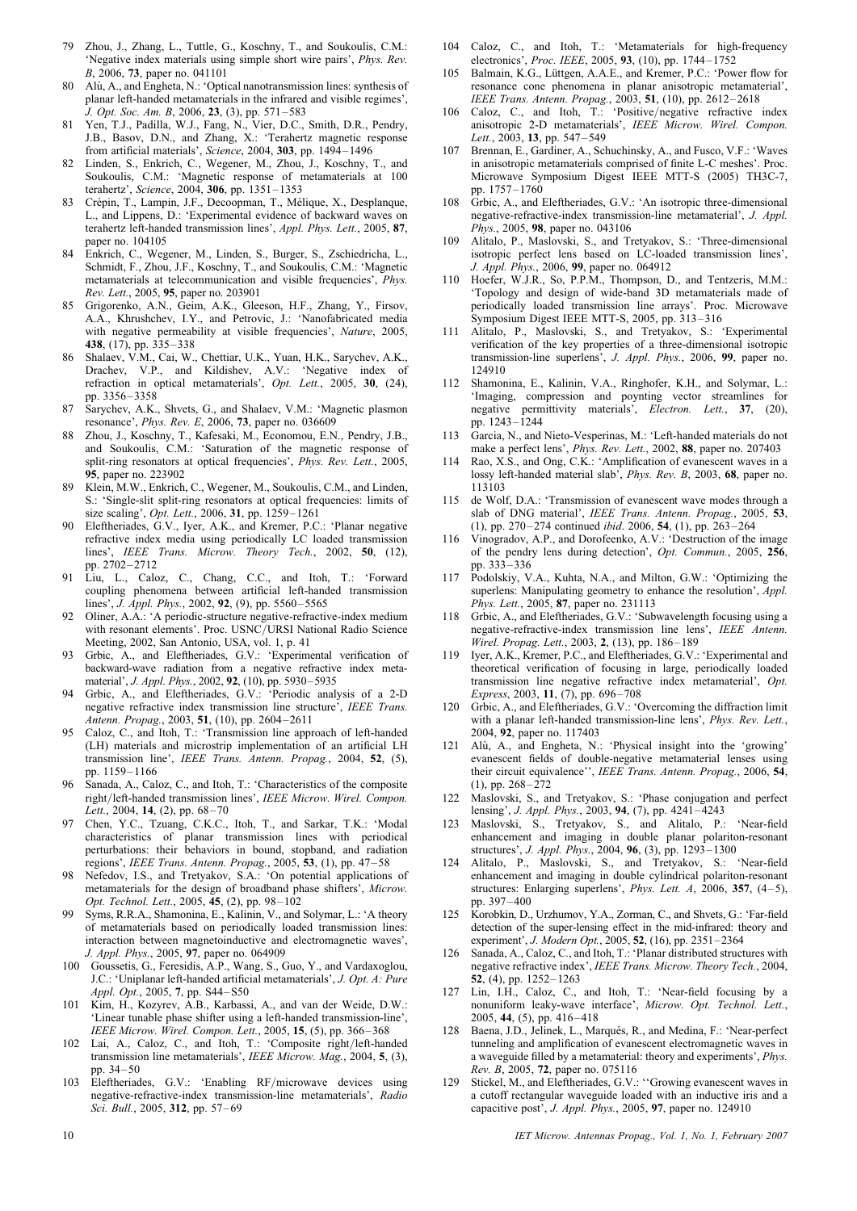79 Zhou, J., Zhang, L., Tuttle, G., Koschny, T., and Soukoulis, C.M.: 'Negative index materials using simple short wire pairs', *Phys. Rev. B*, 2006, **73**, paper no. 041101

80 Alù, A., and Engheta, N.: 'Optical nanotransmission lines: synthesis of planar left-handed metamaterials in the infrared and visible regimes', *J. Opt. Soc. Am. B*, 2006, **23**, (3), pp. 571–583

81 Yen, T.J., Padilla, W.J., Fang, N., Vier, D.C., Smith, D.R., Pendry, J.B., Basov, D.N., and Zhang, X.: 'Terahertz magnetic response from artificial materials', *Science*, 2004, **303**, pp. 1494–1496

82 Linden, S., Enkrich, C., Wegener, M., Zhou, J., Koschny, T., and Soukoulis, C.M.: 'Magnetic response of metamaterials at 100 terahertz', *Science*, 2004, **306**, pp. 1351–1353

83 Crépin, T., Lampin, J.F., Decoopman, T., Mélique, X., Desplanque, L., and Lippens, D.: 'Experimental evidence of backward waves on terahertz left-handed transmission lines', *Appl. Phys. Lett.*, 2005, **87**, paper no. 104105

84 Enkrich, C., Wegener, M., Linden, S., Burger, S., Zschiedricha, L., Schmidt, F., Zhou, J.F., Koschny, T., and Soukoulis, C.M.: 'Magnetic metamaterials at telecommunication and visible frequencies', *Phys. Rev. Lett.*, 2005, **95**, paper no. 203901

85 Grigorenko, A.N., Geim, A.K., Gleeson, H.F., Zhang, Y., Firsov, A.A., Khrushchev, I.Y., and Petrovic, J.: 'Nanofabricated media with negative permeability at visible frequencies', *Nature*, 2005, **438**, (17), pp. 335–338

86 Shalaev, V.M., Cai, W., Chettiar, U.K., Yuan, H.K., Sarychev, A.K., Drachev, V.P., and Kildishev, A.V.: 'Negative index of refraction in optical metamaterials', *Opt. Lett.*, 2005, **30**, (24), pp. 3356–3358

87 Sarychev, A.K., Shvets, G., and Shalaev, V.M.: 'Magnetic plasmon resonance', *Phys. Rev. E*, 2006, **73**, paper no. 036609

88 Zhou, J., Koschny, T., Kafesaki, M., Economou, E.N., Pendry, J.B., and Soukoulis, C.M.: 'Saturation of the magnetic response of split-ring resonators at optical frequencies', *Phys. Rev. Lett.*, 2005, **95**, paper no. 223902

89 Klein, M.W., Enkrich, C., Wegener, M., Soukoulis, C.M., and Linden, S.: 'Single-slit split-ring resonators at optical frequencies: limits of size scaling', *Opt. Lett.*, 2006, **31**, pp. 1259–1261

90 Eleftheriades, G.V., Iyer, A.K., and Kremer, P.C.: 'Planar negative refractive index media using periodically LC loaded transmission lines', *IEEE Trans. Microw. Theory Tech.*, 2002, **50**, (12), pp. 2702–2712

91 Liu, L., Caloz, C., Chang, C.C., and Itoh, T.: 'Forward coupling phenomena between artificial left-handed transmission lines', *J. Appl. Phys.*, 2002, **92**, (9), pp. 5560–5565

92 Oliner, A.A.: 'A periodic-structure negative-refractive-index medium with resonant elements'. Proc. USNC/URSI National Radio Science Meeting, 2002, San Antonio, USA, vol. 1, p. 41

93 Grbic, A., and Eleftheriades, G.V.: 'Experimental verification of backward-wave radiation from a negative refractive index metamaterial', *J. Appl. Phys.*, 2002, **92**, (10), pp. 5930–5935

94 Grbic, A., and Eleftheriades, G.V.: 'Periodic analysis of a 2-D negative refractive index transmission line structure', *IEEE Trans. Antenn. Propag.*, 2003, **51**, (10), pp. 2604–2611

95 Caloz, C., and Itoh, T.: 'Transmission line approach of left-handed (LH) materials and microstrip implementation of an artificial LH transmission line', *IEEE Trans. Antenn. Propag.*, 2004, **52**, (5), pp. 1159–1166

96 Sanada, A., Caloz, C., and Itoh, T.: 'Characteristics of the composite right/left-handed transmission lines', *IEEE Microw. Wirel. Compon. Lett.*, 2004, **14**, (2), pp. 68–70

97 Chen, Y.C., Tzuang, C.K.C., Itoh, T., and Sarkar, T.K.: 'Modal characteristics of planar transmission lines with periodical perturbations: their behaviors in bound, stopband, and radiation regions', *IEEE Trans. Antenn. Propag.*, 2005, **53**, (1), pp. 47–58

98 Nefedov, I.S., and Tretyakov, S.A.: 'On potential applications of metamaterials for the design of broadband phase shifters', *Microw. Opt. Technol. Lett.*, 2005, **45**, (2), pp. 98–102

99 Syms, R.R.A., Shamonina, E., Kalinin, V., and Solymar, L.: 'A theory of metamaterials based on periodically loaded transmission lines: interaction between magnetoinductive and electromagnetic waves', *J. Appl. Phys.*, 2005, **97**, paper no. 064909

100 Goussetis, G., Feresidis, A.P., Wang, S., Guo, Y., and Vardaxoglou, J.C.: 'Uniplanar left-handed artificial metamaterials', *J. Opt. A: Pure Appl. Opt.*, 2005, **7**, pp. S44–S50

101 Kim, H., Kozyrev, A.B., Karbassi, A., and van der Weide, D.W.: 'Linear tunable phase shifter using a left-handed transmission-line', *IEEE Microw. Wirel. Compon. Lett.*, 2005, **15**, (5), pp. 366–368

102 Lai, A., Caloz, C., and Itoh, T.: 'Composite right/left-handed transmission line metamaterials', *IEEE Microw. Mag.*, 2004, **5**, (3), pp. 34–50

103 Eleftheriades, G.V.: 'Enabling RF/microwave devices using negative-refractive-index transmission-line metamaterials', *Radio Sci. Bull.*, 2005, **312**, pp. 57–69

104 Caloz, C., and Itoh, T.: 'Metamaterials for high-frequency electronics', *Proc. IEEE*, 2005, **93**, (10), pp. 1744–1752

105 Balmain, K.G., Lüttgen, A.A.E., and Kremer, P.C.: 'Power flow for resonance cone phenomena in planar anisotropic metamaterial', *IEEE Trans. Antenn. Propag.*, 2003, **51**, (10), pp. 2612–2618

106 Caloz, C., and Itoh, T.: 'Positive/negative refractive index anisotropic 2-D metamaterials', *IEEE Microw. Wirel. Compon. Lett.*, 2003, **13**, pp. 547–549

107 Brennan, E., Gardiner, A., Schuchinsky, A., and Fusco, V.F.: 'Waves in anisotropic metamaterials comprised of finite L-C meshes'. Proc. Microwave Symposium Digest IEEE MTT-S (2005) TH3C-7, pp. 1757–1760

108 Grbic, A., and Eleftheriades, G.V.: 'An isotropic three-dimensional negative-refractive-index transmission-line metamaterial', *J. Appl. Phys.*, 2005, **98**, paper no. 043106

109 Alitalo, P., Maslovski, S., and Tretyakov, S.: 'Three-dimensional isotropic perfect lens based on LC-loaded transmission lines', *J. Appl. Phys.*, 2006, **99**, paper no. 064912

110 Hoefer, W.J.R., So, P.P.M., Thompson, D., and Tentzeris, M.M.: 'Topology and design of wide-band 3D metamaterials made of periodically loaded transmission line arrays'. Proc. Microwave Symposium Digest IEEE MTT-S, 2005, pp. 313–316

111 Alitalo, P., Maslovski, S., and Tretyakov, S.: 'Experimental verification of the key properties of a three-dimensional isotropic transmission-line superlens', *J. Appl. Phys.*, 2006, **99**, paper no. 124910

112 Shamonina, E., Kalinin, V.A., Ringhofer, K.H., and Solymar, L.: 'Imaging, compression and poynting vector streamlines for negative permittivity materials', *Electron. Lett.*, **37**, (20), pp. 1243–1244

113 Garcia, N., and Nieto-Vesperinas, M.: 'Left-handed materials do not make a perfect lens', *Phys. Rev. Lett.*, 2002, **88**, paper no. 207403

114 Rao, X.S., and Ong, C.K.: 'Amplification of evanescent waves in a lossy left-handed material slab', *Phys. Rev. B*, 2003, **68**, paper no. 113103

115 de Wolf, D.A.: 'Transmission of evanescent wave modes through a slab of DNG material', *IEEE Trans. Antenn. Propag.*, 2005, **53**, (1), pp. 270–274 continued *ibid*. 2006, **54**, (1), pp. 263–264

116 Vinogradov, A.P., and Dorofeenko, A.V.: 'Destruction of the image of the pendry lens during detection', *Opt. Commun.*, 2005, **256**, pp. 333–336

117 Podolskiy, V.A., Kuhta, N.A., and Milton, G.W.: 'Optimizing the superlens: Manipulating geometry to enhance the resolution', *Appl. Phys. Lett.*, 2005, **87**, paper no. 231113

118 Grbic, A., and Eleftheriades, G.V.: 'Subwavelength focusing using a negative-refractive-index transmission line lens', *IEEE Antenn. Wirel. Propag. Lett.*, 2003, **2**, (13), pp. 186–189

119 Iyer, A.K., Kremer, P.C., and Eleftheriades, G.V.: 'Experimental and theoretical verification of focusing in large, periodically loaded transmission line negative refractive index metamaterial', *Opt. Express*, 2003, **11**, (7), pp. 696–708

120 Grbic, A., and Eleftheriades, G.V.: 'Overcoming the diffraction limit with a planar left-handed transmission-line lens', *Phys. Rev. Lett.*, 2004, **92**, paper no. 117403

121 Alù, A., and Engheta, N.: 'Physical insight into the 'growing' evanescent fields of double-negative metamaterial lenses using their circuit equivalence'', *IEEE Trans. Antenn. Propag.*, 2006, **54**, (1), pp. 268–272

122 Maslovski, S., and Tretyakov, S.: 'Phase conjugation and perfect lensing', *J. Appl. Phys.*, 2003, **94**, (7), pp. 4241–4243

123 Maslovski, S., Tretyakov, S., and Alitalo, P.: 'Near-field enhancement and imaging in double planar polariton-resonant structures', *J. Appl. Phys.*, 2004, **96**, (3), pp. 1293–1300

124 Alitalo, P., Maslovski, S., and Tretyakov, S.: 'Near-field enhancement and imaging in double cylindrical polariton-resonant structures: Enlarging superlens', *Phys. Lett. A*, 2006, **357**, (4–5), pp. 397–400

125 Korobkin, D., Urzhumov, Y.A., Zorman, C., and Shvets, G.: 'Far-field detection of the super-lensing effect in the mid-infrared: theory and experiment', *J. Modern Opt.*, 2005, **52**, (16), pp. 2351–2364

126 Sanada, A., Caloz, C., and Itoh, T.: 'Planar distributed structures with negative refractive index', *IEEE Trans. Microw. Theory Tech.*, 2004, **52**, (4), pp. 1252–1263

127 Lin, I.H., Caloz, C., and Itoh, T.: 'Near-field focusing by a nonuniform leaky-wave interface', *Microw. Opt. Technol. Lett.*, 2005, **44**, (5), pp. 416–418

128 Baena, J.D., Jelinek, L., Marqués, R., and Medina, F.: 'Near-perfect tunneling and amplification of evanescent electromagnetic waves in a waveguide filled by a metamaterial: theory and experiments', *Phys. Rev. B*, 2005, **72**, paper no. 075116

129 Stickel, M., and Eleftheriades, G.V.: ''Growing evanescent waves in a cutoff rectangular waveguide loaded with an inductive iris and a capacitive post', *J. Appl. Phys.*, 2005, **97**, paper no. 124910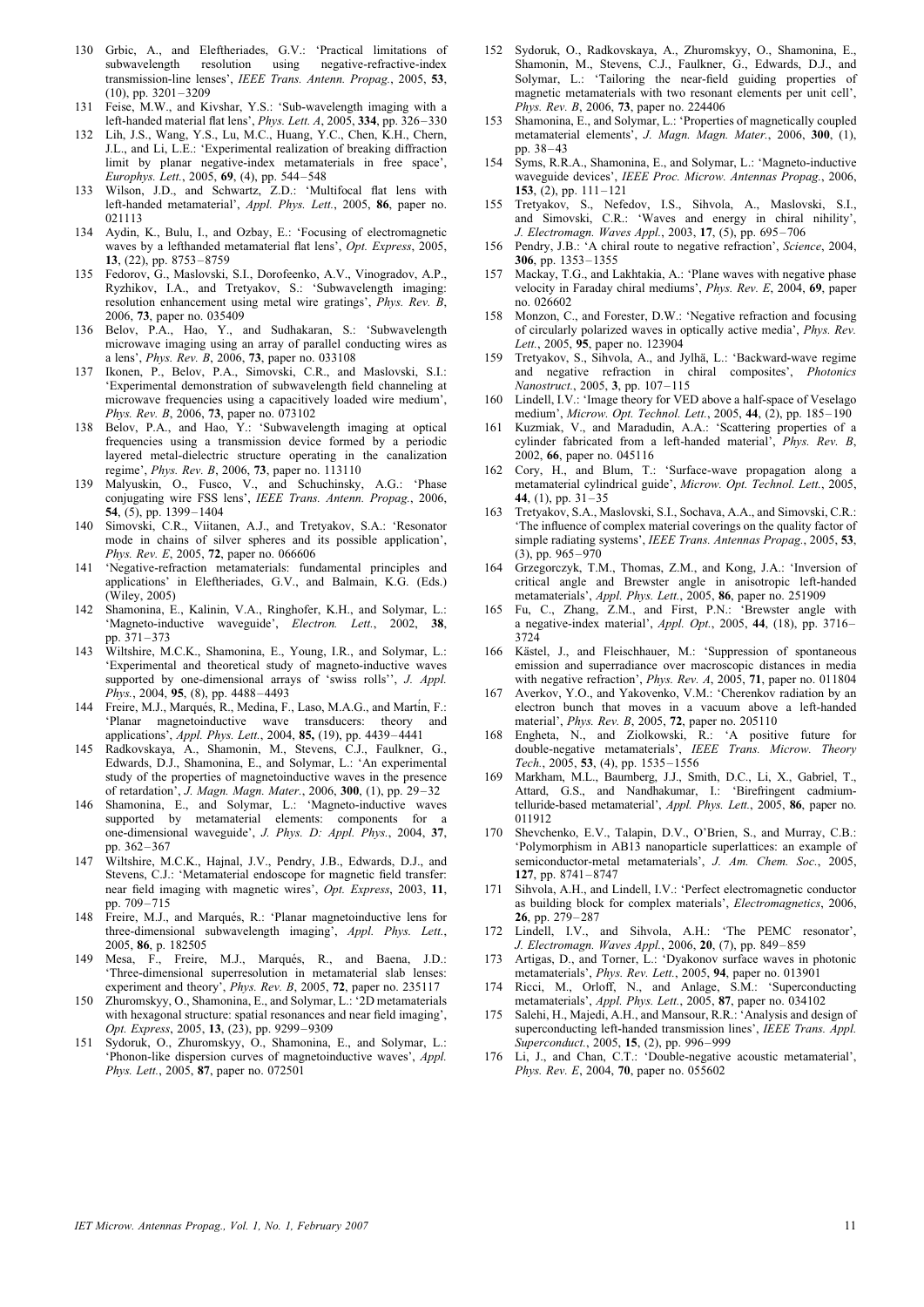130 Grbic, A., and Eleftheriades, G.V.: 'Practical limitations of subwavelength resolution using negative-refractive-index transmission-line lenses', *IEEE Trans. Antenn. Propag.*, 2005, **53**, (10), pp. 3201–3209

131 Feise, M.W., and Kivshar, Y.S.: 'Sub-wavelength imaging with a left-handed material flat lens', *Phys. Lett. A*, 2005, **334**, pp. 326–330

132 Lih, J.S., Wang, Y.S., Lu, M.C., Huang, Y.C., Chen, K.H., Chern, J.L., and Li, L.E.: 'Experimental realization of breaking diffraction limit by planar negative-index metamaterials in free space', *Europhys. Lett.*, 2005, **69**, (4), pp. 544–548

133 Wilson, J.D., and Schwartz, Z.D.: 'Multifocal flat lens with left-handed metamaterial', *Appl. Phys. Lett.*, 2005, **86**, paper no. 021113

134 Aydin, K., Bulu, I., and Ozbay, E.: 'Focusing of electromagnetic waves by a lefthanded metamaterial flat lens', *Opt. Express*, 2005, **13**, (22), pp. 8753–8759

135 Fedorov, G., Maslovski, S.I., Dorofeenko, A.V., Vinogradov, A.P., Ryzhikov, I.A., and Tretyakov, S.: 'Subwavelength imaging: resolution enhancement using metal wire gratings', *Phys. Rev. B*, 2006, **73**, paper no. 035409

136 Belov, P.A., Hao, Y., and Sudhakaran, S.: 'Subwavelength microwave imaging using an array of parallel conducting wires as a lens', *Phys. Rev. B*, 2006, **73**, paper no. 033108

137 Ikonen, P., Belov, P.A., Simovski, C.R., and Maslovski, S.I.: 'Experimental demonstration of subwavelength field channeling at microwave frequencies using a capacitively loaded wire medium', *Phys. Rev. B*, 2006, **73**, paper no. 073102

138 Belov, P.A., and Hao, Y.: 'Subwavelength imaging at optical frequencies using a transmission device formed by a periodic layered metal-dielectric structure operating in the canalization regime', *Phys. Rev. B*, 2006, **73**, paper no. 113110

139 Malyuskin, O., Fusco, V., and Schuchinsky, A.G.: 'Phase conjugating wire FSS lens', *IEEE Trans. Antenn. Propag.*, 2006, **54**, (5), pp. 1399–1404

140 Simovski, C.R., Viitanen, A.J., and Tretyakov, S.A.: 'Resonator mode in chains of silver spheres and its possible application', *Phys. Rev. E*, 2005, **72**, paper no. 066606

141 'Negative-refraction metamaterials: fundamental principles and applications' in Eleftheriades, G.V., and Balmain, K.G. (Eds.) (Wiley, 2005)

142 Shamonina, E., Kalinin, V.A., Ringhofer, K.H., and Solymar, L.: 'Magneto-inductive waveguide', *Electron. Lett.*, 2002, **38**, pp. 371–373

143 Wiltshire, M.C.K., Shamonina, E., Young, I.R., and Solymar, L.: 'Experimental and theoretical study of magneto-inductive waves supported by one-dimensional arrays of 'swiss rolls'', *J. Appl. Phys.*, 2004, **95**, (8), pp. 4488–4493

144 Freire, M.J., Marqués, R., Medina, F., Laso, M.A.G., and Martín, F.: 'Planar magnetoinductive wave transducers: theory and applications', *Appl. Phys. Lett.*, 2004, **85,** (19), pp. 4439–4441

145 Radkovskaya, A., Shamonin, M., Stevens, C.J., Faulkner, G., Edwards, D.J., Shamonina, E., and Solymar, L.: 'An experimental study of the properties of magnetoinductive waves in the presence of retardation', *J. Magn. Magn. Mater.*, 2006, **300**, (1), pp. 29–32

146 Shamonina, E., and Solymar, L.: 'Magneto-inductive waves supported by metamaterial elements: components for a one-dimensional waveguide', *J. Phys. D: Appl. Phys.*, 2004, **37**, pp. 362–367

147 Wiltshire, M.C.K., Hajnal, J.V., Pendry, J.B., Edwards, D.J., and Stevens, C.J.: 'Metamaterial endoscope for magnetic field transfer: near field imaging with magnetic wires', *Opt. Express*, 2003, **11**, pp. 709–715

148 Freire, M.J., and Marqués, R.: 'Planar magnetoinductive lens for three-dimensional subwavelength imaging', *Appl. Phys. Lett.*, 2005, **86**, p. 182505

149 Mesa, F., Freire, M.J., Marqués, R., and Baena, J.D.: 'Three-dimensional superresolution in metamaterial slab lenses: experiment and theory', *Phys. Rev. B*, 2005, **72**, paper no. 235117

150 Zhuromskyy, O., Shamonina, E., and Solymar, L.: '2D metamaterials with hexagonal structure: spatial resonances and near field imaging', *Opt. Express*, 2005, **13**, (23), pp. 9299–9309

151 Sydoruk, O., Zhuromskyy, O., Shamonina, E., and Solymar, L.: 'Phonon-like dispersion curves of magnetoinductive waves', *Appl. Phys. Lett.*, 2005, **87**, paper no. 072501

152 Sydoruk, O., Radkovskaya, A., Zhuromskyy, O., Shamonina, E., Shamonin, M., Stevens, C.J., Faulkner, G., Edwards, D.J., and Solymar, L.: 'Tailoring the near-field guiding properties of magnetic metamaterials with two resonant elements per unit cell', *Phys. Rev. B*, 2006, **73**, paper no. 224406

153 Shamonina, E., and Solymar, L.: 'Properties of magnetically coupled metamaterial elements', *J. Magn. Magn. Mater.*, 2006, **300**, (1), pp. 38–43

154 Syms, R.R.A., Shamonina, E., and Solymar, L.: 'Magneto-inductive waveguide devices', *IEEE Proc. Microw. Antennas Propag.*, 2006, **153**, (2), pp. 111–121

155 Tretyakov, S., Nefedov, I.S., Sihvola, A., Maslovski, S.I., and Simovski, C.R.: 'Waves and energy in chiral nihility', *J. Electromagn. Waves Appl.*, 2003, **17**, (5), pp. 695–706

156 Pendry, J.B.: 'A chiral route to negative refraction', *Science*, 2004, **306**, pp. 1353–1355

157 Mackay, T.G., and Lakhtakia, A.: 'Plane waves with negative phase velocity in Faraday chiral mediums', *Phys. Rev. E*, 2004, **69**, paper no. 026602

158 Monzon, C., and Forester, D.W.: 'Negative refraction and focusing of circularly polarized waves in optically active media', *Phys. Rev. Lett.*, 2005, **95**, paper no. 123904

159 Tretyakov, S., Sihvola, A., and Jylhä, L.: 'Backward-wave regime and negative refraction in chiral composites', *Photonics Nanostruct.*, 2005, **3**, pp. 107–115

160 Lindell, I.V.: 'Image theory for VED above a half-space of Veselago medium', *Microw. Opt. Technol. Lett.*, 2005, **44**, (2), pp. 185–190

161 Kuzmiak, V., and Maradudin, A.A.: 'Scattering properties of a cylinder fabricated from a left-handed material', *Phys. Rev. B*, 2002, **66**, paper no. 045116

162 Cory, H., and Blum, T.: 'Surface-wave propagation along a metamaterial cylindrical guide', *Microw. Opt. Technol. Lett.*, 2005, **44**, (1), pp. 31–35

163 Tretyakov, S.A., Maslovski, S.I., Sochava, A.A., and Simovski, C.R.: 'The influence of complex material coverings on the quality factor of simple radiating systems', *IEEE Trans. Antennas Propag.*, 2005, **53**, (3), pp. 965–970

164 Grzegorczyk, T.M., Thomas, Z.M., and Kong, J.A.: 'Inversion of critical angle and Brewster angle in anisotropic left-handed metamaterials', *Appl. Phys. Lett.*, 2005, **86**, paper no. 251909

165 Fu, C., Zhang, Z.M., and First, P.N.: 'Brewster angle with a negative-index material', *Appl. Opt.*, 2005, **44**, (18), pp. 3716–3724

166 Kästel, J., and Fleischhauer, M.: 'Suppression of spontaneous emission and superradiance over macroscopic distances in media with negative refraction', *Phys. Rev. A*, 2005, **71**, paper no. 011804

167 Averkov, Y.O., and Yakovenko, V.M.: 'Cherenkov radiation by an electron bunch that moves in a vacuum above a left-handed material', *Phys. Rev. B*, 2005, **72**, paper no. 205110

168 Engheta, N., and Ziolkowski, R.: 'A positive future for double-negative metamaterials', *IEEE Trans. Microw. Theory Tech.*, 2005, **53**, (4), pp. 1535–1556

169 Markham, M.L., Baumberg, J.J., Smith, D.C., Li, X., Gabriel, T., Attard, G.S., and Nandhakumar, I.: 'Birefringent cadmium-telluride-based metamaterial', *Appl. Phys. Lett.*, 2005, **86**, paper no. 011912

170 Shevchenko, E.V., Talapin, D.V., O'Brien, S., and Murray, C.B.: 'Polymorphism in AB13 nanoparticle superlattices: an example of semiconductor-metal metamaterials', *J. Am. Chem. Soc.*, 2005, **127**, pp. 8741–8747

171 Sihvola, A.H., and Lindell, I.V.: 'Perfect electromagnetic conductor as building block for complex materials', *Electromagnetics*, 2006, **26**, pp. 279–287

172 Lindell, I.V., and Sihvola, A.H.: 'The PEMC resonator', *J. Electromagn. Waves Appl.*, 2006, **20**, (7), pp. 849–859

173 Artigas, D., and Torner, L.: 'Dyakonov surface waves in photonic metamaterials', *Phys. Rev. Lett.*, 2005, **94**, paper no. 013901

174 Ricci, M., Orloff, N., and Anlage, S.M.: 'Superconducting metamaterials', *Appl. Phys. Lett.*, 2005, **87**, paper no. 034102

175 Salehi, H., Majedi, A.H., and Mansour, R.R.: 'Analysis and design of superconducting left-handed transmission lines', *IEEE Trans. Appl. Superconduct.*, 2005, **15**, (2), pp. 996–999

176 Li, J., and Chan, C.T.: 'Double-negative acoustic metamaterial', *Phys. Rev. E*, 2004, **70**, paper no. 055602